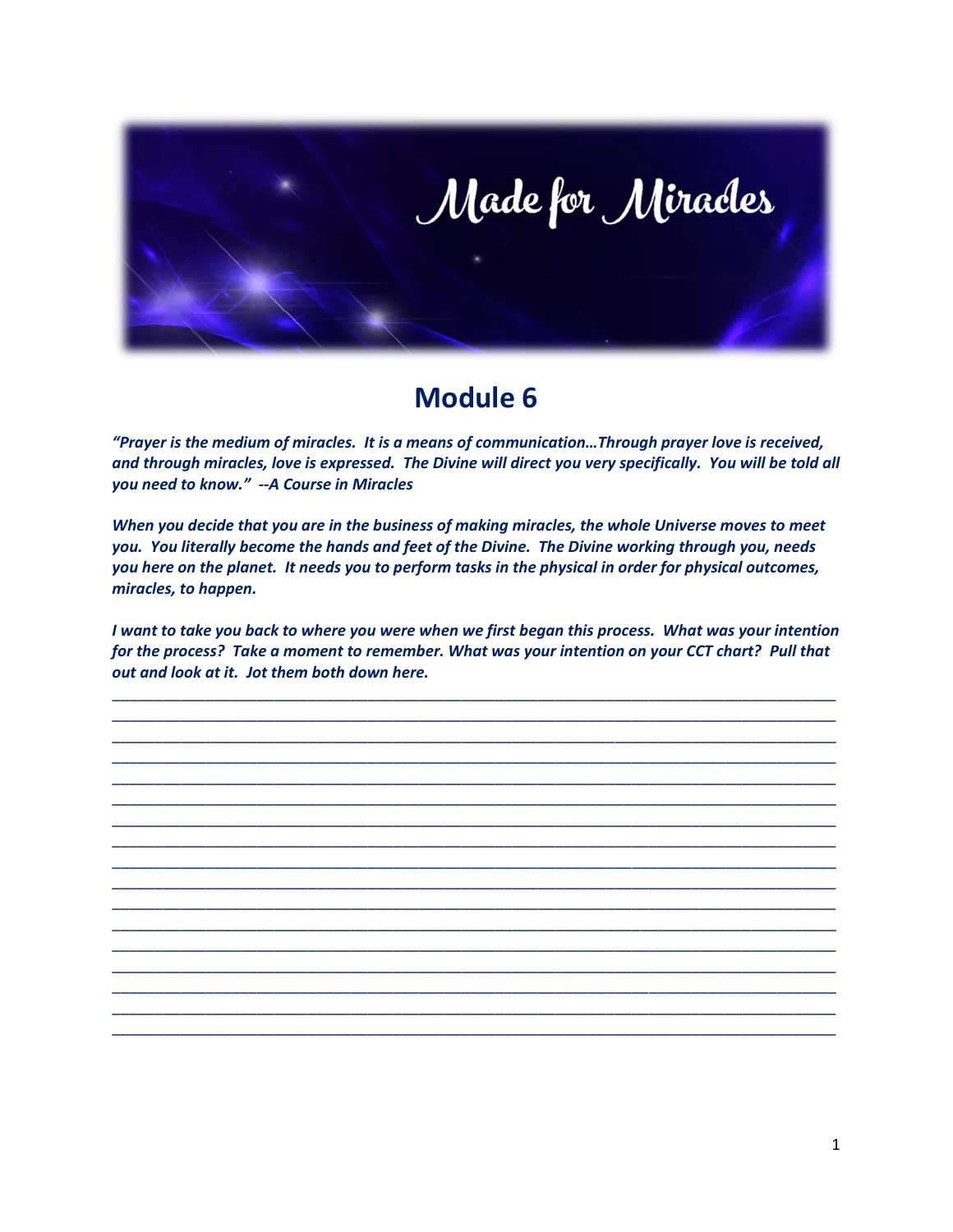# Made for Miracles

## Module 6

***"Prayer is the medium of miracles. It is a means of communication…Through prayer love is received, and through miracles, love is expressed. The Divine will direct you very specifically. You will be told all you need to know." --A Course in Miracles***

***When you decide that you are in the business of making miracles, the whole Universe moves to meet you. You literally become the hands and feet of the Divine. The Divine working through you, needs you here on the planet. It needs you to perform tasks in the physical in order for physical outcomes, miracles, to happen.***

***I want to take you back to where you were when we first began this process. What was your intention for the process? Take a moment to remember. What was your intention on your CCT chart? Pull that out and look at it. Jot them both down here.***

\_\_\_\_\_\_\_\_\_\_\_\_\_\_\_\_\_\_\_\_\_\_\_\_\_\_\_\_\_\_\_\_\_\_\_\_\_\_\_\_\_\_\_\_\_\_\_\_\_\_\_\_\_\_\_\_\_\_\_\_\_\_\_\_\_\_\_\_\_\_\_\_\_\_\_\_\_\_\_\_
\_\_\_\_\_\_\_\_\_\_\_\_\_\_\_\_\_\_\_\_\_\_\_\_\_\_\_\_\_\_\_\_\_\_\_\_\_\_\_\_\_\_\_\_\_\_\_\_\_\_\_\_\_\_\_\_\_\_\_\_\_\_\_\_\_\_\_\_\_\_\_\_\_\_\_\_\_\_\_\_
\_\_\_\_\_\_\_\_\_\_\_\_\_\_\_\_\_\_\_\_\_\_\_\_\_\_\_\_\_\_\_\_\_\_\_\_\_\_\_\_\_\_\_\_\_\_\_\_\_\_\_\_\_\_\_\_\_\_\_\_\_\_\_\_\_\_\_\_\_\_\_\_\_\_\_\_\_\_\_\_
\_\_\_\_\_\_\_\_\_\_\_\_\_\_\_\_\_\_\_\_\_\_\_\_\_\_\_\_\_\_\_\_\_\_\_\_\_\_\_\_\_\_\_\_\_\_\_\_\_\_\_\_\_\_\_\_\_\_\_\_\_\_\_\_\_\_\_\_\_\_\_\_\_\_\_\_\_\_\_\_
\_\_\_\_\_\_\_\_\_\_\_\_\_\_\_\_\_\_\_\_\_\_\_\_\_\_\_\_\_\_\_\_\_\_\_\_\_\_\_\_\_\_\_\_\_\_\_\_\_\_\_\_\_\_\_\_\_\_\_\_\_\_\_\_\_\_\_\_\_\_\_\_\_\_\_\_\_\_\_\_
\_\_\_\_\_\_\_\_\_\_\_\_\_\_\_\_\_\_\_\_\_\_\_\_\_\_\_\_\_\_\_\_\_\_\_\_\_\_\_\_\_\_\_\_\_\_\_\_\_\_\_\_\_\_\_\_\_\_\_\_\_\_\_\_\_\_\_\_\_\_\_\_\_\_\_\_\_\_\_\_
\_\_\_\_\_\_\_\_\_\_\_\_\_\_\_\_\_\_\_\_\_\_\_\_\_\_\_\_\_\_\_\_\_\_\_\_\_\_\_\_\_\_\_\_\_\_\_\_\_\_\_\_\_\_\_\_\_\_\_\_\_\_\_\_\_\_\_\_\_\_\_\_\_\_\_\_\_\_\_\_
\_\_\_\_\_\_\_\_\_\_\_\_\_\_\_\_\_\_\_\_\_\_\_\_\_\_\_\_\_\_\_\_\_\_\_\_\_\_\_\_\_\_\_\_\_\_\_\_\_\_\_\_\_\_\_\_\_\_\_\_\_\_\_\_\_\_\_\_\_\_\_\_\_\_\_\_\_\_\_\_
\_\_\_\_\_\_\_\_\_\_\_\_\_\_\_\_\_\_\_\_\_\_\_\_\_\_\_\_\_\_\_\_\_\_\_\_\_\_\_\_\_\_\_\_\_\_\_\_\_\_\_\_\_\_\_\_\_\_\_\_\_\_\_\_\_\_\_\_\_\_\_\_\_\_\_\_\_\_\_\_
\_\_\_\_\_\_\_\_\_\_\_\_\_\_\_\_\_\_\_\_\_\_\_\_\_\_\_\_\_\_\_\_\_\_\_\_\_\_\_\_\_\_\_\_\_\_\_\_\_\_\_\_\_\_\_\_\_\_\_\_\_\_\_\_\_\_\_\_\_\_\_\_\_\_\_\_\_\_\_\_
\_\_\_\_\_\_\_\_\_\_\_\_\_\_\_\_\_\_\_\_\_\_\_\_\_\_\_\_\_\_\_\_\_\_\_\_\_\_\_\_\_\_\_\_\_\_\_\_\_\_\_\_\_\_\_\_\_\_\_\_\_\_\_\_\_\_\_\_\_\_\_\_\_\_\_\_\_\_\_\_
\_\_\_\_\_\_\_\_\_\_\_\_\_\_\_\_\_\_\_\_\_\_\_\_\_\_\_\_\_\_\_\_\_\_\_\_\_\_\_\_\_\_\_\_\_\_\_\_\_\_\_\_\_\_\_\_\_\_\_\_\_\_\_\_\_\_\_\_\_\_\_\_\_\_\_\_\_\_\_\_
\_\_\_\_\_\_\_\_\_\_\_\_\_\_\_\_\_\_\_\_\_\_\_\_\_\_\_\_\_\_\_\_\_\_\_\_\_\_\_\_\_\_\_\_\_\_\_\_\_\_\_\_\_\_\_\_\_\_\_\_\_\_\_\_\_\_\_\_\_\_\_\_\_\_\_\_\_\_\_\_
\_\_\_\_\_\_\_\_\_\_\_\_\_\_\_\_\_\_\_\_\_\_\_\_\_\_\_\_\_\_\_\_\_\_\_\_\_\_\_\_\_\_\_\_\_\_\_\_\_\_\_\_\_\_\_\_\_\_\_\_\_\_\_\_\_\_\_\_\_\_\_\_\_\_\_\_\_\_\_\_
\_\_\_\_\_\_\_\_\_\_\_\_\_\_\_\_\_\_\_\_\_\_\_\_\_\_\_\_\_\_\_\_\_\_\_\_\_\_\_\_\_\_\_\_\_\_\_\_\_\_\_\_\_\_\_\_\_\_\_\_\_\_\_\_\_\_\_\_\_\_\_\_\_\_\_\_\_\_\_\_
\_\_\_\_\_\_\_\_\_\_\_\_\_\_\_\_\_\_\_\_\_\_\_\_\_\_\_\_\_\_\_\_\_\_\_\_\_\_\_\_\_\_\_\_\_\_\_\_\_\_\_\_\_\_\_\_\_\_\_\_\_\_\_\_\_\_\_\_\_\_\_\_\_\_\_\_\_\_\_\_
\_\_\_\_\_\_\_\_\_\_\_\_\_\_\_\_\_\_\_\_\_\_\_\_\_\_\_\_\_\_\_\_\_\_\_\_\_\_\_\_\_\_\_\_\_\_\_\_\_\_\_\_\_\_\_\_\_\_\_\_\_\_\_\_\_\_\_\_\_\_\_\_\_\_\_\_\_\_\_\_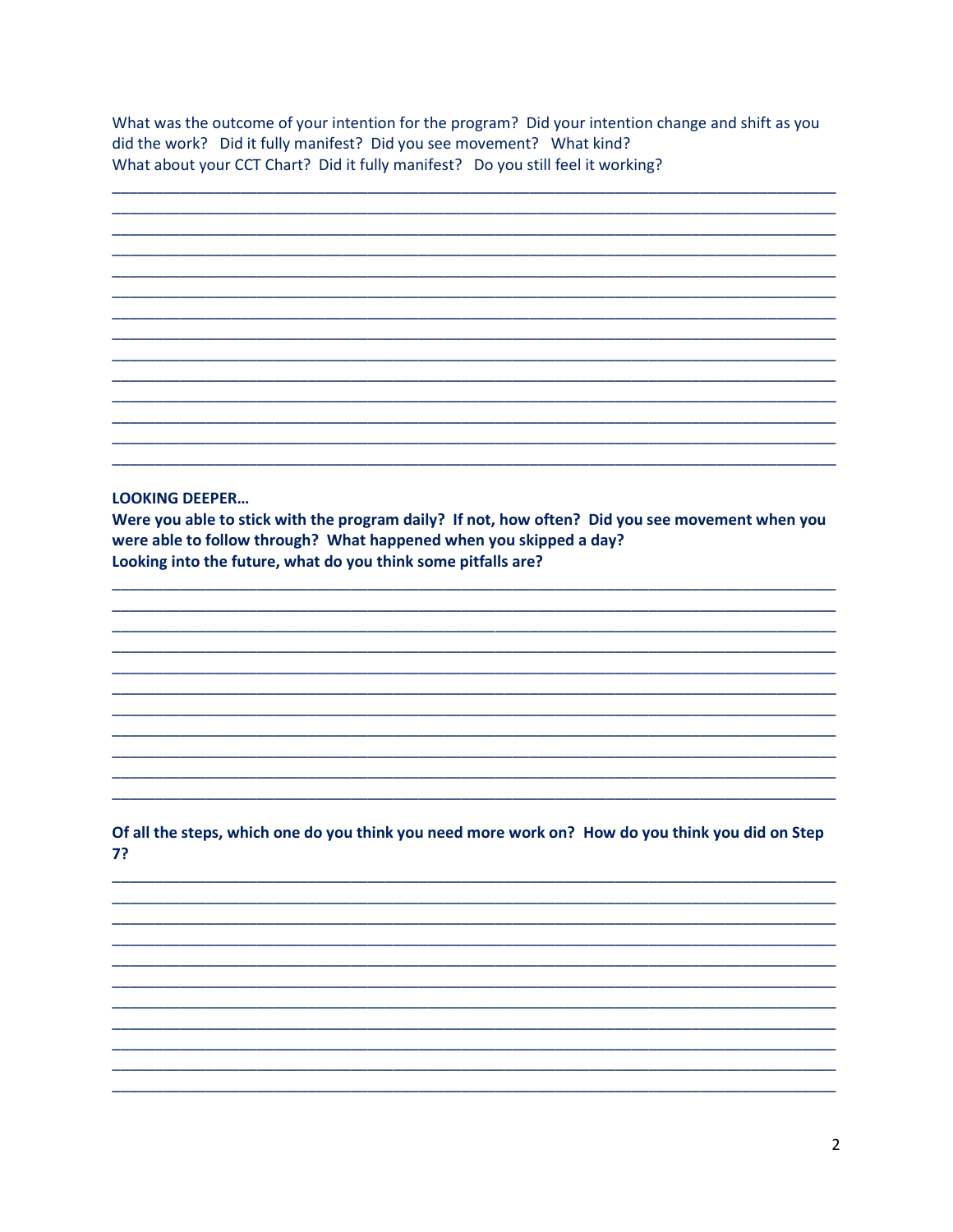What was the outcome of your intention for the program? Did your intention change and shift as you did the work? Did it fully manifest? Did you see movement? What kind?
What about your CCT Chart? Did it fully manifest? Do you still feel it working?

______________________________________________________________________________
______________________________________________________________________________
______________________________________________________________________________
______________________________________________________________________________
______________________________________________________________________________
______________________________________________________________________________
______________________________________________________________________________
______________________________________________________________________________
______________________________________________________________________________
______________________________________________________________________________
______________________________________________________________________________
______________________________________________________________________________
______________________________________________________________________________
______________________________________________________________________________

**LOOKING DEEPER…**

**Were you able to stick with the program daily? If not, how often? Did you see movement when you were able to follow through? What happened when you skipped a day?**
**Looking into the future, what do you think some pitfalls are?**

______________________________________________________________________________
______________________________________________________________________________
______________________________________________________________________________
______________________________________________________________________________
______________________________________________________________________________
______________________________________________________________________________
______________________________________________________________________________
______________________________________________________________________________
______________________________________________________________________________
______________________________________________________________________________
______________________________________________________________________________

**Of all the steps, which one do you think you need more work on? How do you think you did on Step 7?**

______________________________________________________________________________
______________________________________________________________________________
______________________________________________________________________________
______________________________________________________________________________
______________________________________________________________________________
______________________________________________________________________________
______________________________________________________________________________
______________________________________________________________________________
______________________________________________________________________________
______________________________________________________________________________
______________________________________________________________________________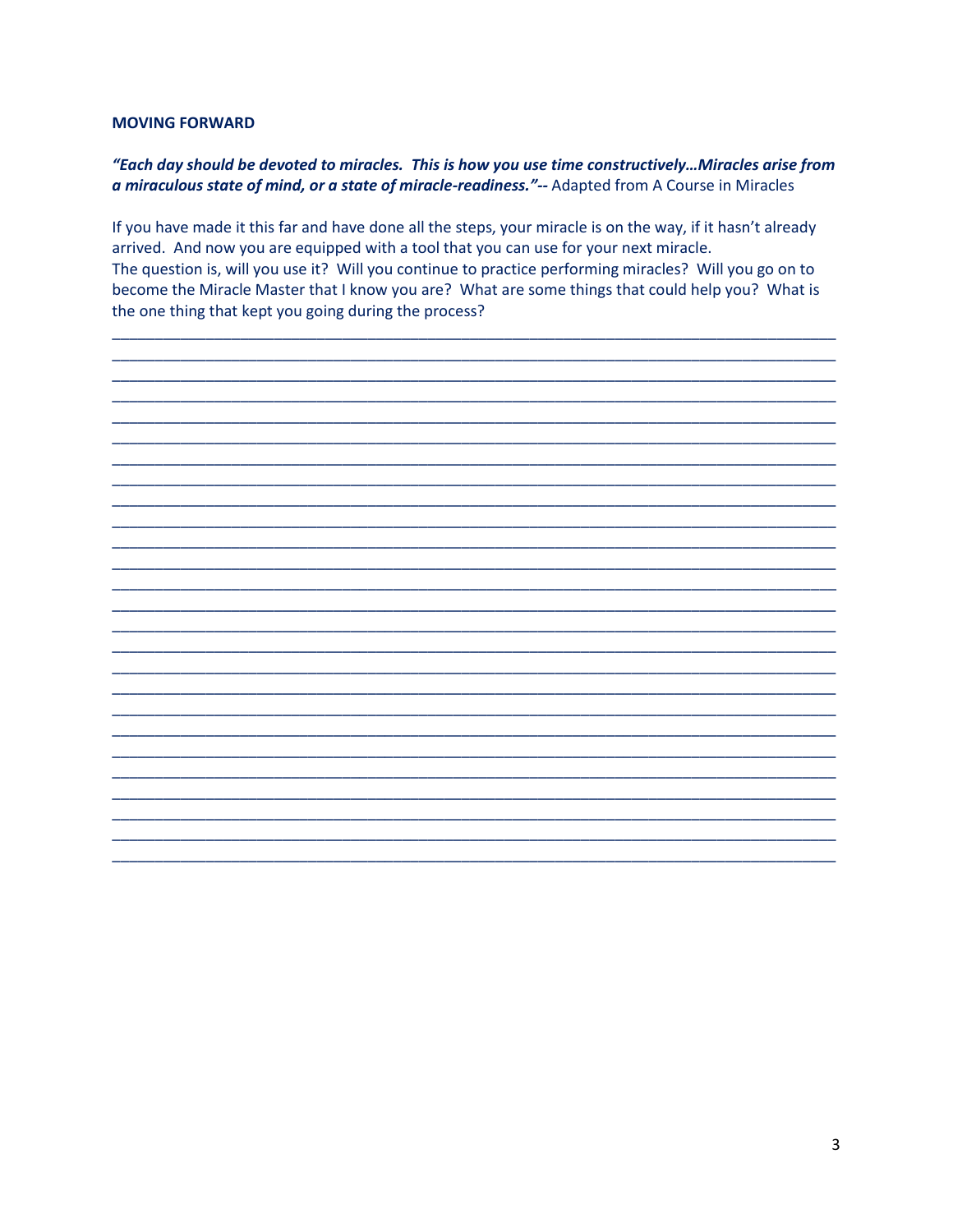**MOVING FORWARD**

***"Each day should be devoted to miracles. This is how you use time constructively…Miracles arise from a miraculous state of mind, or a state of miracle-readiness."--*** Adapted from A Course in Miracles

If you have made it this far and have done all the steps, your miracle is on the way, if it hasn't already arrived. And now you are equipped with a tool that you can use for your next miracle.
The question is, will you use it? Will you continue to practice performing miracles? Will you go on to become the Miracle Master that I know you are? What are some things that could help you? What is the one thing that kept you going during the process?

___________________________________________________________________________
___________________________________________________________________________
___________________________________________________________________________
___________________________________________________________________________
___________________________________________________________________________
___________________________________________________________________________
___________________________________________________________________________
___________________________________________________________________________
___________________________________________________________________________
___________________________________________________________________________
___________________________________________________________________________
___________________________________________________________________________
___________________________________________________________________________
___________________________________________________________________________
___________________________________________________________________________
___________________________________________________________________________
___________________________________________________________________________
___________________________________________________________________________
___________________________________________________________________________
___________________________________________________________________________
___________________________________________________________________________
___________________________________________________________________________
___________________________________________________________________________
___________________________________________________________________________
___________________________________________________________________________
___________________________________________________________________________